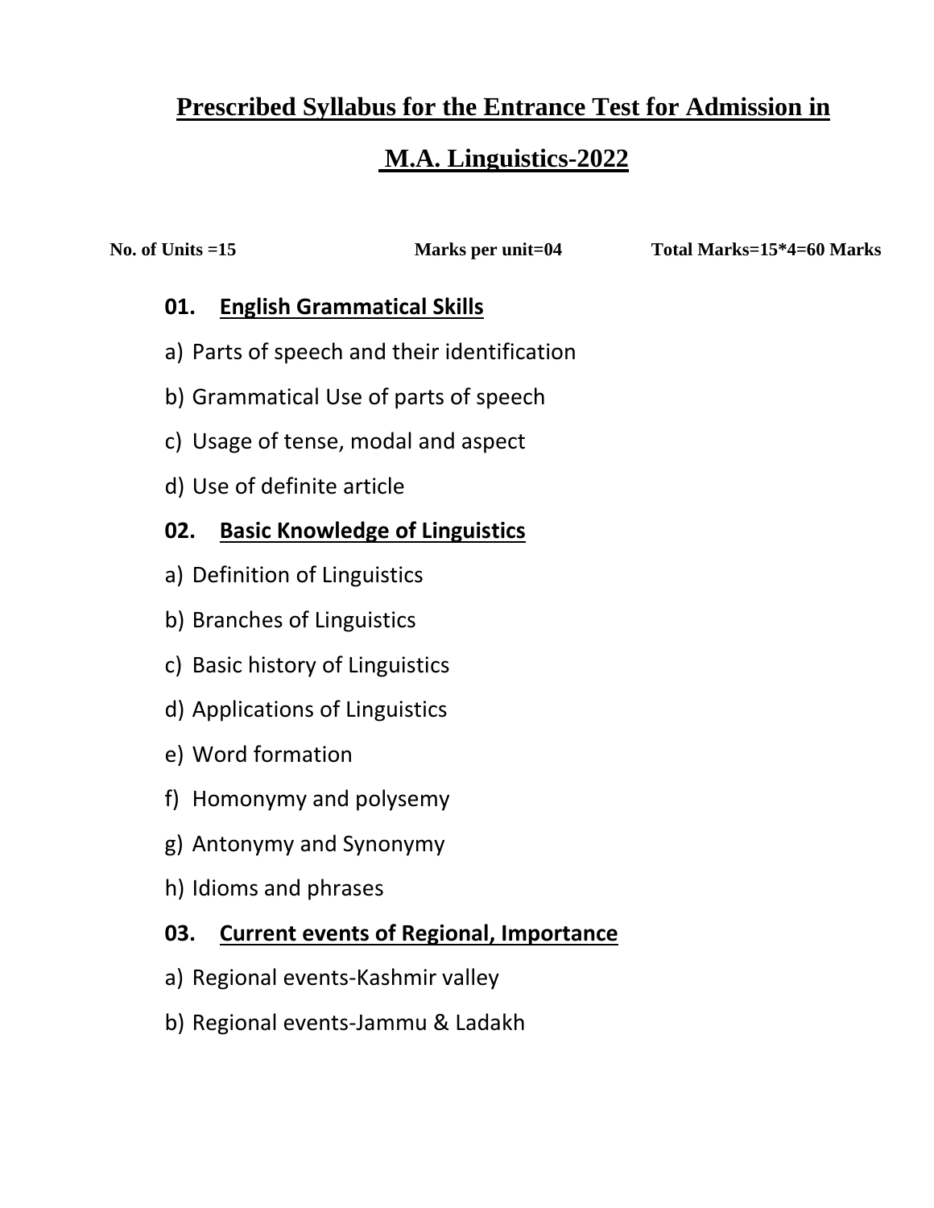# Prescribed Syllabus for the Entrance Test for Admission in M.A. Linguistics-2022

**No. of Units =15** **Marks per unit=04** **Total Marks=15*4=60 Marks**

### 01. English Grammatical Skills

a) Parts of speech and their identification

b) Grammatical Use of parts of speech

c) Usage of tense, modal and aspect

d) Use of definite article

### 02. Basic Knowledge of Linguistics

a) Definition of Linguistics

b) Branches of Linguistics

c) Basic history of Linguistics

d) Applications of Linguistics

e) Word formation

f) Homonymy and polysemy

g) Antonymy and Synonymy

h) Idioms and phrases

### 03. Current events of Regional, Importance

a) Regional events-Kashmir valley

b) Regional events-Jammu & Ladakh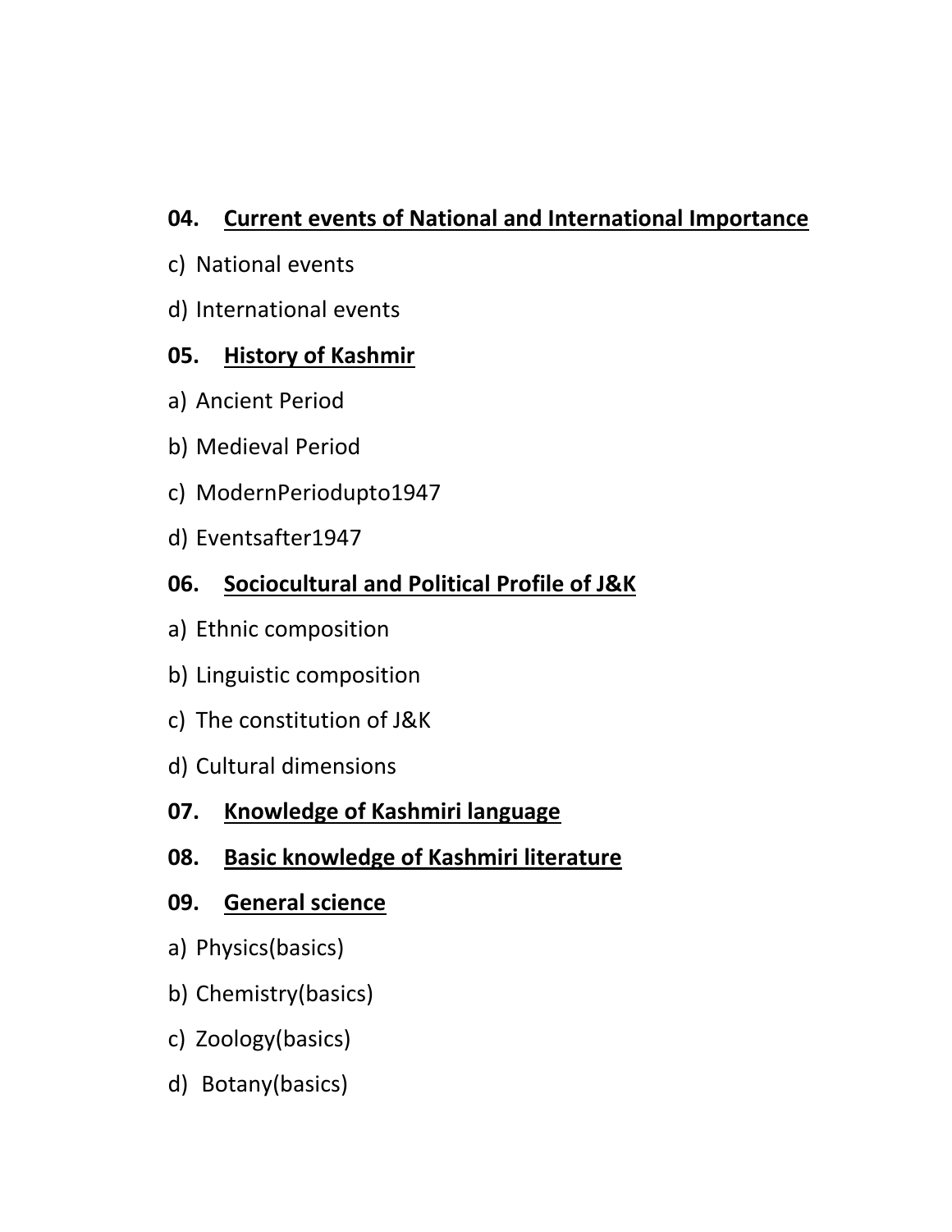**04. Current events of National and International Importance**

c) National events

d) International events

**05. History of Kashmir**

a) Ancient Period

b) Medieval Period

c) ModernPeriodupto1947

d) Eventsafter1947

**06. Sociocultural and Political Profile of J&K**

a) Ethnic composition

b) Linguistic composition

c) The constitution of J&K

d) Cultural dimensions

**07. Knowledge of Kashmiri language**

**08. Basic knowledge of Kashmiri literature**

**09. General science**

a) Physics(basics)

b) Chemistry(basics)

c) Zoology(basics)

d) Botany(basics)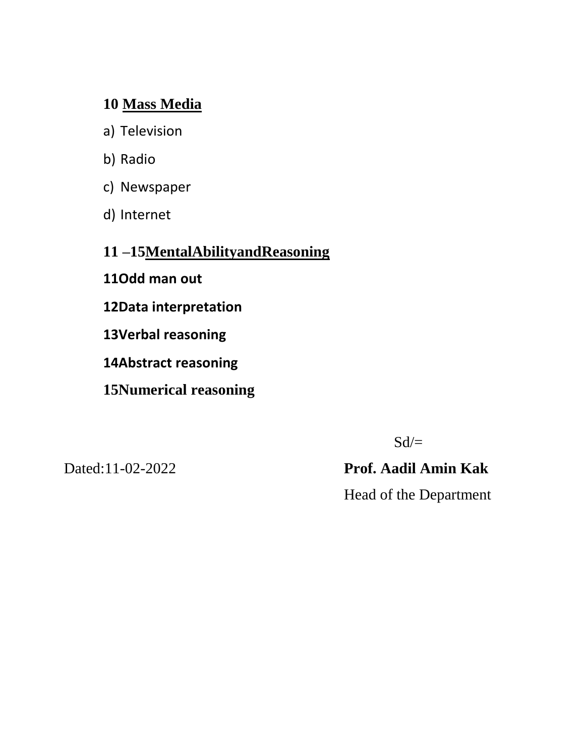**10 Mass Media**

a) Television

b) Radio

c) Newspaper

d) Internet

**11 –15MentalAbilityandReasoning**

**11Odd man out**

**12Data interpretation**

**13Verbal reasoning**

**14Abstract reasoning**

**15Numerical reasoning**

Sd/=

Dated:11-02-2022

**Prof. Aadil Amin Kak**

Head of the Department